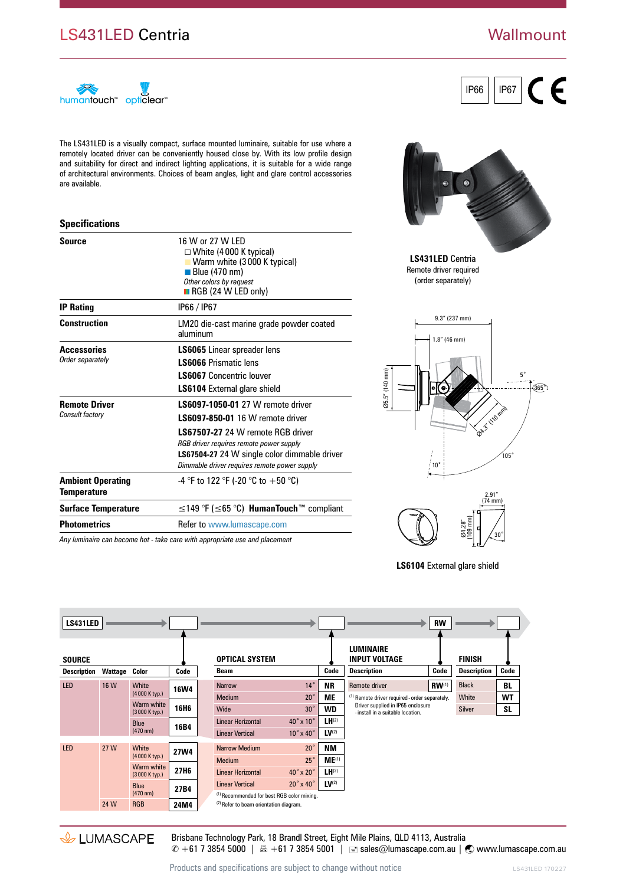# LS431LED Centria

## Wallmount

humantouch™ opticlear™

IP66 IP67 CE

The LS431LED is a visually compact, surface mounted luminaire, suitable for use where a remotely located driver can be conveniently housed close by. With its low profile design and suitability for direct and indirect lighting applications, it is suitable for a wide range of architectural environments. Choices of beam angles, light and glare control accessories are available.

**LS431LED** Centria
Remote driver required
(order separately)

### Specifications

| | |
|---|---|
| **Source** | 16 W or 27 W LED<br>□ White (4 000 K typical)<br>Warm white (3 000 K typical)<br>Blue (470 nm)<br>*Other colors by request*<br>RGB (24 W LED only) |
| **IP Rating** | IP66 / IP67 |
| **Construction** | LM20 die-cast marine grade powder coated aluminum |
| **Accessories**<br>*Order separately* | **LS6065** Linear spreader lens<br>**LS6066** Prismatic lens<br>**LS6067** Concentric louver<br>**LS6104** External glare shield |
| **Remote Driver**<br>*Consult factory* | **LS6097-1050-01** 27 W remote driver<br>**LS6097-850-01** 16 W remote driver<br>**LS67507-27** 24 W remote RGB driver<br>*RGB driver requires remote power supply*<br>**LS67504-27** 24 W single color dimmable driver<br>*Dimmable driver requires remote power supply* |
| **Ambient Operating Temperature** | -4 °F to 122 °F (-20 °C to +50 °C) |
| **Surface Temperature** | ≤149 °F (≤65 °C) **HumanTouch™** compliant |
| **Photometrics** | Refer to www.lumascape.com |

*Any luminaire can become hot - take care with appropriate use and placement*

9.3" (237 mm) 1.8" (46 mm) Ø5.5" (140 mm) Ø4.3" (110 mm) 5° 365° 105° 10°

2.91" (74 mm) Ø4.28" (109 mm) 30°

**LS6104** External glare shield

**LS431LED** → [ ] → [ ] → **RW** → [ ]

**SOURCE**

| Description | Wattage | Color | Code |
|---|---|---|---|
| LED | 16 W | White (4 000 K typ.) | **16W4** |
| | | Warm white (3 000 K typ.) | **16H6** |
| | | Blue (470 nm) | **16B4** |
| LED | 27 W | White (4 000 K typ.) | **27W4** |
| | | Warm white (3 000 K typ.) | **27H6** |
| | | Blue (470 nm) | **27B4** |
| | 24 W | RGB | **24M4** |

**OPTICAL SYSTEM**

| Beam | | Code |
|---|---|---|
| Narrow | 14° | **NR** |
| Medium | 20° | **ME** |
| Wide | 30° | **WD** |
| Linear Horizontal | 40° x 10° | **LH**[2] |
| Linear Vertical | 10° x 40° | **LV**[2] |
| Narrow Medium | 20° | **NM** |
| Medium | 25° | **ME**[1] |
| Linear Horizontal | 40° x 20° | **LH**[2] |
| Linear Vertical | 20° x 40° | **LV**[2] |

[1] Recommended for best RGB color mixing.
[2] Refer to beam orientation diagram.

**LUMINAIRE INPUT VOLTAGE**

| Description | Code |
|---|---|
| Remote driver | **RW**[1] |

[1] Remote driver required - order separately. Driver supplied in IP65 enclosure - install in a suitable location.

**FINISH**

| Description | Code |
|---|---|
| Black | **BL** |
| White | **WT** |
| Silver | **SL** |

LUMASCAPE

Brisbane Technology Park, 18 Brandl Street, Eight Mile Plains, QLD 4113, Australia
✆ +61 7 3854 5000 | 🖷 +61 7 3854 5001 | sales@lumascape.com.au | www.lumascape.com.au

Products and specifications are subject to change without notice

LS431LED 170227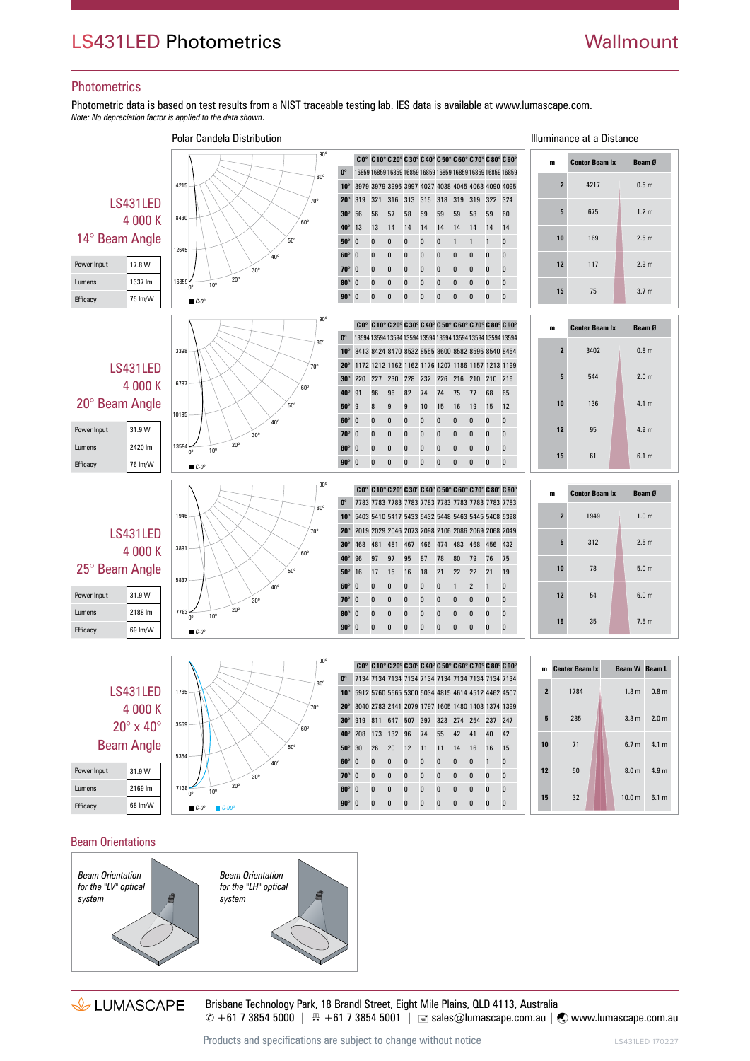# LS431LED Photometrics

Wallmount

## Photometrics

Photometric data is based on test results from a NIST traceable testing lab. IES data is available at www.lumascape.com.
*Note: No depreciation factor is applied to the data shown.*

Polar Candela Distribution

Illuminance at a Distance

### LS431LED 4 000 K 14° Beam Angle

| | |
|---|---|
| Power Input | 17.8 W |
| Lumens | 1337 lm |
| Efficacy | 75 lm/W |

4215
8430
12645
16859
0° 10° 20° 30° 40° 50° 60° 70° 80° 90°
C-0°

| | C0° | C10° | C20° | C30° | C40° | C50° | C60° | C70° | C80° | C90° |
|---|---|---|---|---|---|---|---|---|---|---|
| 0° | 16859 | 16859 | 16859 | 16859 | 16859 | 16859 | 16859 | 16859 | 16859 | 16859 |
| 10° | 3979 | 3979 | 3996 | 3997 | 4027 | 4038 | 4045 | 4063 | 4090 | 4095 |
| 20° | 319 | 321 | 316 | 313 | 315 | 318 | 319 | 319 | 322 | 324 |
| 30° | 56 | 56 | 57 | 58 | 59 | 59 | 59 | 58 | 59 | 60 |
| 40° | 13 | 13 | 14 | 14 | 14 | 14 | 14 | 14 | 14 | 14 |
| 50° | 0 | 0 | 0 | 0 | 0 | 0 | 1 | 1 | 1 | 0 |
| 60° | 0 | 0 | 0 | 0 | 0 | 0 | 0 | 0 | 0 | 0 |
| 70° | 0 | 0 | 0 | 0 | 0 | 0 | 0 | 0 | 0 | 0 |
| 80° | 0 | 0 | 0 | 0 | 0 | 0 | 0 | 0 | 0 | 0 |
| 90° | 0 | 0 | 0 | 0 | 0 | 0 | 0 | 0 | 0 | 0 |

| m | Center Beam lx | Beam Ø |
|---|---|---|
| 2 | 4217 | 0.5 m |
| 5 | 675 | 1.2 m |
| 10 | 169 | 2.5 m |
| 12 | 117 | 2.9 m |
| 15 | 75 | 3.7 m |

### LS431LED 4 000 K 20° Beam Angle

| | |
|---|---|
| Power Input | 31.9 W |
| Lumens | 2420 lm |
| Efficacy | 76 lm/W |

3398
6797
10195
13594
0° 10° 20° 30° 40° 50° 60° 70° 80° 90°
C-0°

| | C0° | C10° | C20° | C30° | C40° | C50° | C60° | C70° | C80° | C90° |
|---|---|---|---|---|---|---|---|---|---|---|
| 0° | 13594 | 13594 | 13594 | 13594 | 13594 | 13594 | 13594 | 13594 | 13594 | 13594 |
| 10° | 8413 | 8424 | 8470 | 8532 | 8555 | 8600 | 8582 | 8596 | 8540 | 8454 |
| 20° | 1172 | 1212 | 1162 | 1162 | 1176 | 1207 | 1186 | 1157 | 1213 | 1199 |
| 30° | 220 | 227 | 230 | 228 | 232 | 226 | 216 | 210 | 210 | 216 |
| 40° | 91 | 96 | 96 | 82 | 74 | 74 | 75 | 77 | 68 | 65 |
| 50° | 9 | 8 | 9 | 9 | 10 | 15 | 16 | 19 | 15 | 12 |
| 60° | 0 | 0 | 0 | 0 | 0 | 0 | 0 | 0 | 0 | 0 |
| 70° | 0 | 0 | 0 | 0 | 0 | 0 | 0 | 0 | 0 | 0 |
| 80° | 0 | 0 | 0 | 0 | 0 | 0 | 0 | 0 | 0 | 0 |
| 90° | 0 | 0 | 0 | 0 | 0 | 0 | 0 | 0 | 0 | 0 |

| m | Center Beam lx | Beam Ø |
|---|---|---|
| 2 | 3402 | 0.8 m |
| 5 | 544 | 2.0 m |
| 10 | 136 | 4.1 m |
| 12 | 95 | 4.9 m |
| 15 | 61 | 6.1 m |

### LS431LED 4 000 K 25° Beam Angle

| | |
|---|---|
| Power Input | 31.9 W |
| Lumens | 2188 lm |
| Efficacy | 69 lm/W |

1946
3891
5837
7783
0° 10° 20° 30° 40° 50° 60° 70° 80° 90°
C-0°

| | C0° | C10° | C20° | C30° | C40° | C50° | C60° | C70° | C80° | C90° |
|---|---|---|---|---|---|---|---|---|---|---|
| 0° | 7783 | 7783 | 7783 | 7783 | 7783 | 7783 | 7783 | 7783 | 7783 | 7783 |
| 10° | 5403 | 5410 | 5417 | 5433 | 5432 | 5448 | 5463 | 5445 | 5408 | 5398 |
| 20° | 2019 | 2029 | 2046 | 2073 | 2098 | 2106 | 2086 | 2069 | 2068 | 2049 |
| 30° | 468 | 481 | 481 | 467 | 466 | 474 | 483 | 468 | 456 | 432 |
| 40° | 96 | 97 | 97 | 95 | 87 | 78 | 80 | 79 | 76 | 75 |
| 50° | 16 | 17 | 15 | 16 | 18 | 21 | 22 | 22 | 21 | 19 |
| 60° | 0 | 0 | 0 | 0 | 0 | 0 | 1 | 2 | 1 | 0 |
| 70° | 0 | 0 | 0 | 0 | 0 | 0 | 0 | 0 | 0 | 0 |
| 80° | 0 | 0 | 0 | 0 | 0 | 0 | 0 | 0 | 0 | 0 |
| 90° | 0 | 0 | 0 | 0 | 0 | 0 | 0 | 0 | 0 | 0 |

| m | Center Beam lx | Beam Ø |
|---|---|---|
| 2 | 1949 | 1.0 m |
| 5 | 312 | 2.5 m |
| 10 | 78 | 5.0 m |
| 12 | 54 | 6.0 m |
| 15 | 35 | 7.5 m |

### LS431LED 4 000 K 20° x 40° Beam Angle

| | |
|---|---|
| Power Input | 31.9 W |
| Lumens | 2169 lm |
| Efficacy | 68 lm/W |

1785
3569
5354
7138
0° 10° 20° 30° 40° 50° 60° 70° 80° 90°
C-0° C-90°

| | C0° | C10° | C20° | C30° | C40° | C50° | C60° | C70° | C80° | C90° |
|---|---|---|---|---|---|---|---|---|---|---|
| 0° | 7134 | 7134 | 7134 | 7134 | 7134 | 7134 | 7134 | 7134 | 7134 | 7134 |
| 10° | 5912 | 5760 | 5565 | 5300 | 5034 | 4815 | 4614 | 4512 | 4462 | 4507 |
| 20° | 3040 | 2783 | 2441 | 2079 | 1797 | 1605 | 1480 | 1403 | 1374 | 1399 |
| 30° | 919 | 811 | 647 | 507 | 397 | 323 | 274 | 254 | 237 | 247 |
| 40° | 208 | 173 | 132 | 96 | 74 | 55 | 42 | 41 | 40 | 42 |
| 50° | 30 | 26 | 20 | 12 | 11 | 11 | 14 | 16 | 16 | 15 |
| 60° | 0 | 0 | 0 | 0 | 0 | 0 | 0 | 0 | 1 | 0 |
| 70° | 0 | 0 | 0 | 0 | 0 | 0 | 0 | 0 | 0 | 0 |
| 80° | 0 | 0 | 0 | 0 | 0 | 0 | 0 | 0 | 0 | 0 |
| 90° | 0 | 0 | 0 | 0 | 0 | 0 | 0 | 0 | 0 | 0 |

| m | Center Beam lx | Beam W | Beam L |
|---|---|---|---|
| 2 | 1784 | 1.3 m | 0.8 m |
| 5 | 285 | 3.3 m | 2.0 m |
| 10 | 71 | 6.7 m | 4.1 m |
| 12 | 50 | 8.0 m | 4.9 m |
| 15 | 32 | 10.0 m | 6.1 m |

## Beam Orientations

*Beam Orientation for the "LV" optical system*

*Beam Orientation for the "LH" optical system*

LUMASCAPE

Brisbane Technology Park, 18 Brandl Street, Eight Mile Plains, QLD 4113, Australia
✆ +61 7 3854 5000 | 🖷 +61 7 3854 5001 | ✉ sales@lumascape.com.au | www.lumascape.com.au

Products and specifications are subject to change without notice

LS431LED 170227